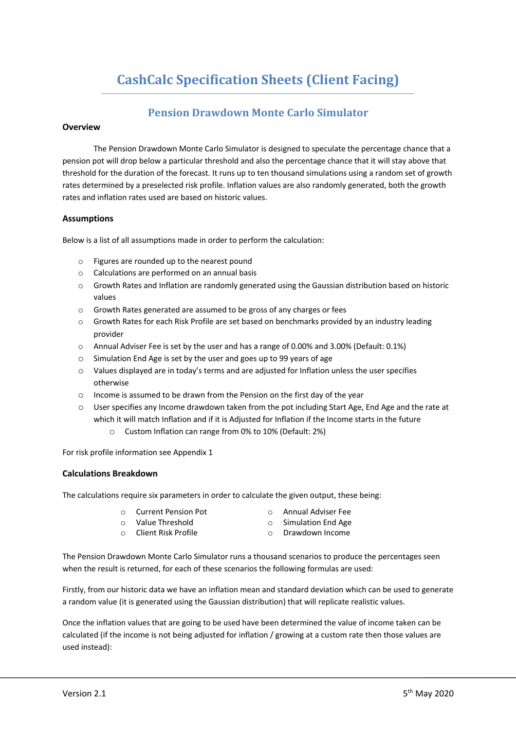# CashCalc Specification Sheets (Client Facing)

## Pension Drawdown Monte Carlo Simulator

### Overview

The Pension Drawdown Monte Carlo Simulator is designed to speculate the percentage chance that a pension pot will drop below a particular threshold and also the percentage chance that it will stay above that threshold for the duration of the forecast. It runs up to ten thousand simulations using a random set of growth rates determined by a preselected risk profile. Inflation values are also randomly generated, both the growth rates and inflation rates used are based on historic values.

### Assumptions

Below is a list of all assumptions made in order to perform the calculation:

- Figures are rounded up to the nearest pound
- Calculations are performed on an annual basis
- Growth Rates and Inflation are randomly generated using the Gaussian distribution based on historic values
- Growth Rates generated are assumed to be gross of any charges or fees
- Growth Rates for each Risk Profile are set based on benchmarks provided by an industry leading provider
- Annual Adviser Fee is set by the user and has a range of 0.00% and 3.00% (Default: 0.1%)
- Simulation End Age is set by the user and goes up to 99 years of age
- Values displayed are in today's terms and are adjusted for Inflation unless the user specifies otherwise
- Income is assumed to be drawn from the Pension on the first day of the year
- User specifies any Income drawdown taken from the pot including Start Age, End Age and the rate at which it will match Inflation and if it is Adjusted for Inflation if the Income starts in the future
  - Custom Inflation can range from 0% to 10% (Default: 2%)

For risk profile information see Appendix 1

### Calculations Breakdown

The calculations require six parameters in order to calculate the given output, these being:

- Current Pension Pot
- Value Threshold
- Client Risk Profile
- Annual Adviser Fee
- Simulation End Age
- Drawdown Income

The Pension Drawdown Monte Carlo Simulator runs a thousand scenarios to produce the percentages seen when the result is returned, for each of these scenarios the following formulas are used:

Firstly, from our historic data we have an inflation mean and standard deviation which can be used to generate a random value (it is generated using the Gaussian distribution) that will replicate realistic values.

Once the inflation values that are going to be used have been determined the value of income taken can be calculated (if the income is not being adjusted for inflation / growing at a custom rate then those values are used instead):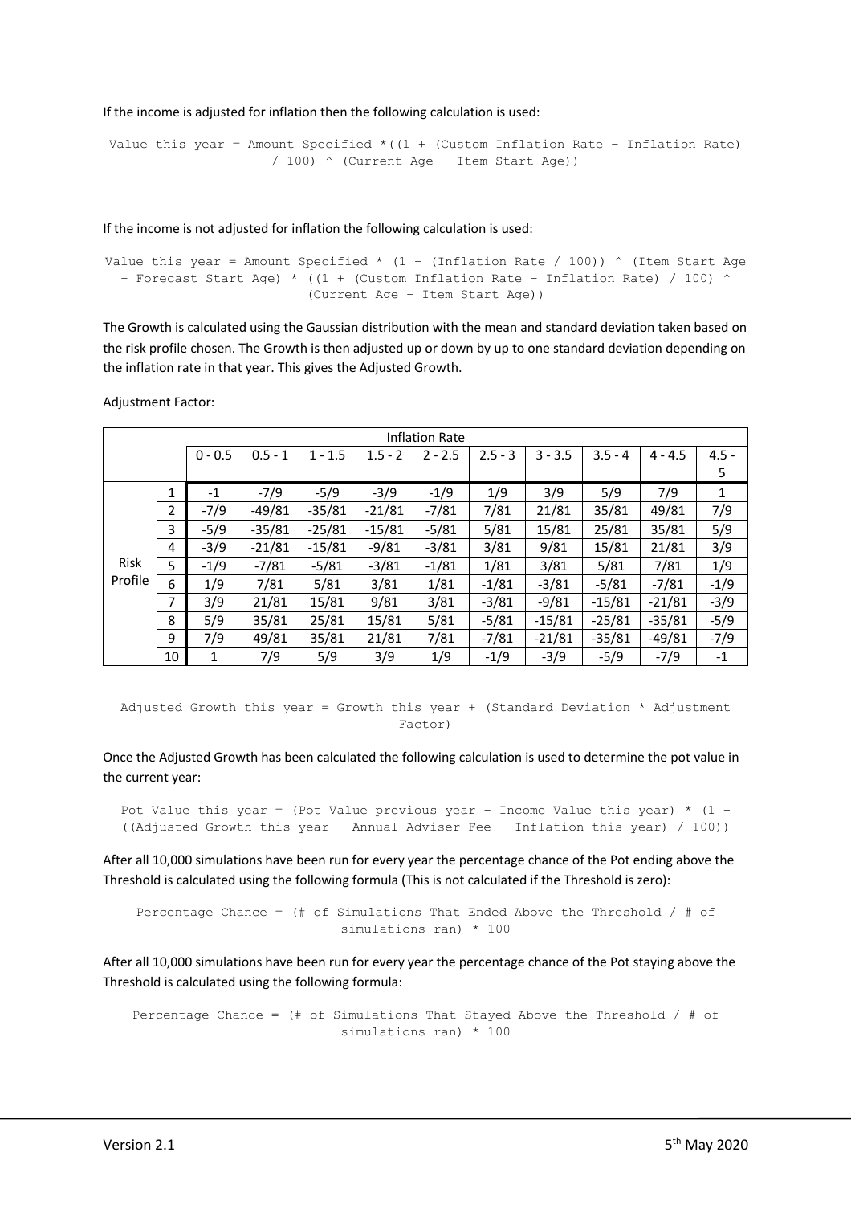If the income is adjusted for inflation then the following calculation is used:

```
Value this year = Amount Specified *((1 + (Custom Inflation Rate - Inflation Rate)
                  / 100) ^ (Current Age - Item Start Age))
```

If the income is not adjusted for inflation the following calculation is used:

```
Value this year = Amount Specified * (1 - (Inflation Rate / 100)) ^ (Item Start Age
  - Forecast Start Age) * ((1 + (Custom Inflation Rate - Inflation Rate) / 100) ^
                         (Current Age - Item Start Age))
```

The Growth is calculated using the Gaussian distribution with the mean and standard deviation taken based on the risk profile chosen. The Growth is then adjusted up or down by up to one standard deviation depending on the inflation rate in that year. This gives the Adjusted Growth.

Adjustment Factor:

| | | Inflation Rate | | | | | | | | | |
|---|---|---|---|---|---|---|---|---|---|---|---|
| | | 0 - 0.5 | 0.5 - 1 | 1 - 1.5 | 1.5 - 2 | 2 - 2.5 | 2.5 - 3 | 3 - 3.5 | 3.5 - 4 | 4 - 4.5 | 4.5 - 5 |
| Risk Profile | 1 | -1 | -7/9 | -5/9 | -3/9 | -1/9 | 1/9 | 3/9 | 5/9 | 7/9 | 1 |
| | 2 | -7/9 | -49/81 | -35/81 | -21/81 | -7/81 | 7/81 | 21/81 | 35/81 | 49/81 | 7/9 |
| | 3 | -5/9 | -35/81 | -25/81 | -15/81 | -5/81 | 5/81 | 15/81 | 25/81 | 35/81 | 5/9 |
| | 4 | -3/9 | -21/81 | -15/81 | -9/81 | -3/81 | 3/81 | 9/81 | 15/81 | 21/81 | 3/9 |
| | 5 | -1/9 | -7/81 | -5/81 | -3/81 | -1/81 | 1/81 | 3/81 | 5/81 | 7/81 | 1/9 |
| | 6 | 1/9 | 7/81 | 5/81 | 3/81 | 1/81 | -1/81 | -3/81 | -5/81 | -7/81 | -1/9 |
| | 7 | 3/9 | 21/81 | 15/81 | 9/81 | 3/81 | -3/81 | -9/81 | -15/81 | -21/81 | -3/9 |
| | 8 | 5/9 | 35/81 | 25/81 | 15/81 | 5/81 | -5/81 | -15/81 | -25/81 | -35/81 | -5/9 |
| | 9 | 7/9 | 49/81 | 35/81 | 21/81 | 7/81 | -7/81 | -21/81 | -35/81 | -49/81 | -7/9 |
| | 10 | 1 | 7/9 | 5/9 | 3/9 | 1/9 | -1/9 | -3/9 | -5/9 | -7/9 | -1 |

```
Adjusted Growth this year = Growth this year + (Standard Deviation * Adjustment
                                    Factor)
```

Once the Adjusted Growth has been calculated the following calculation is used to determine the pot value in the current year:

```
Pot Value this year = (Pot Value previous year - Income Value this year) * (1 +
((Adjusted Growth this year - Annual Adviser Fee - Inflation this year) / 100))
```

After all 10,000 simulations have been run for every year the percentage chance of the Pot ending above the Threshold is calculated using the following formula (This is not calculated if the Threshold is zero):

```
Percentage Chance = (# of Simulations That Ended Above the Threshold / # of
                          simulations ran) * 100
```

After all 10,000 simulations have been run for every year the percentage chance of the Pot staying above the Threshold is calculated using the following formula:

```
Percentage Chance = (# of Simulations That Stayed Above the Threshold / # of
                          simulations ran) * 100
```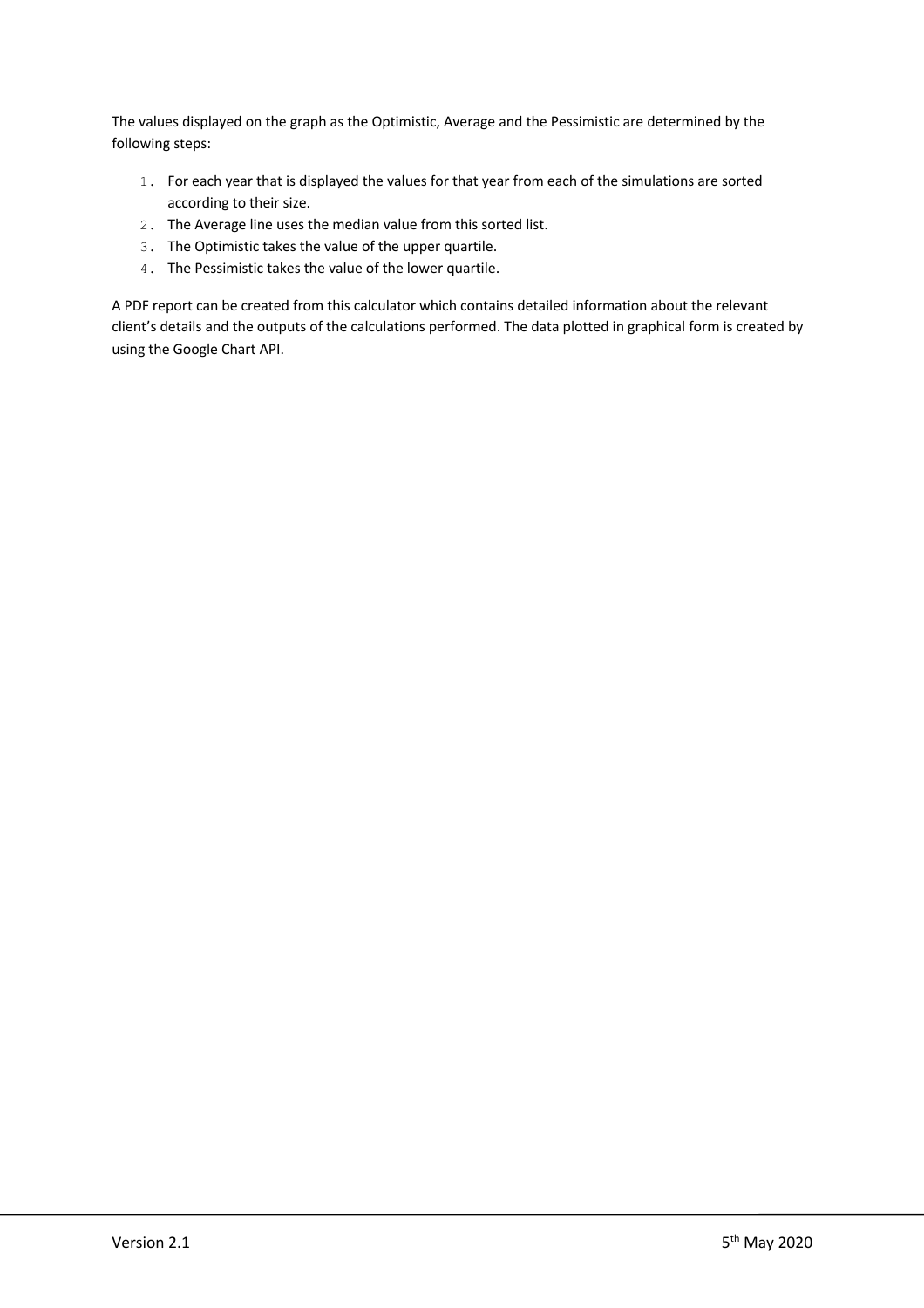The values displayed on the graph as the Optimistic, Average and the Pessimistic are determined by the following steps:

1. For each year that is displayed the values for that year from each of the simulations are sorted according to their size.
2. The Average line uses the median value from this sorted list.
3. The Optimistic takes the value of the upper quartile.
4. The Pessimistic takes the value of the lower quartile.

A PDF report can be created from this calculator which contains detailed information about the relevant client's details and the outputs of the calculations performed. The data plotted in graphical form is created by using the Google Chart API.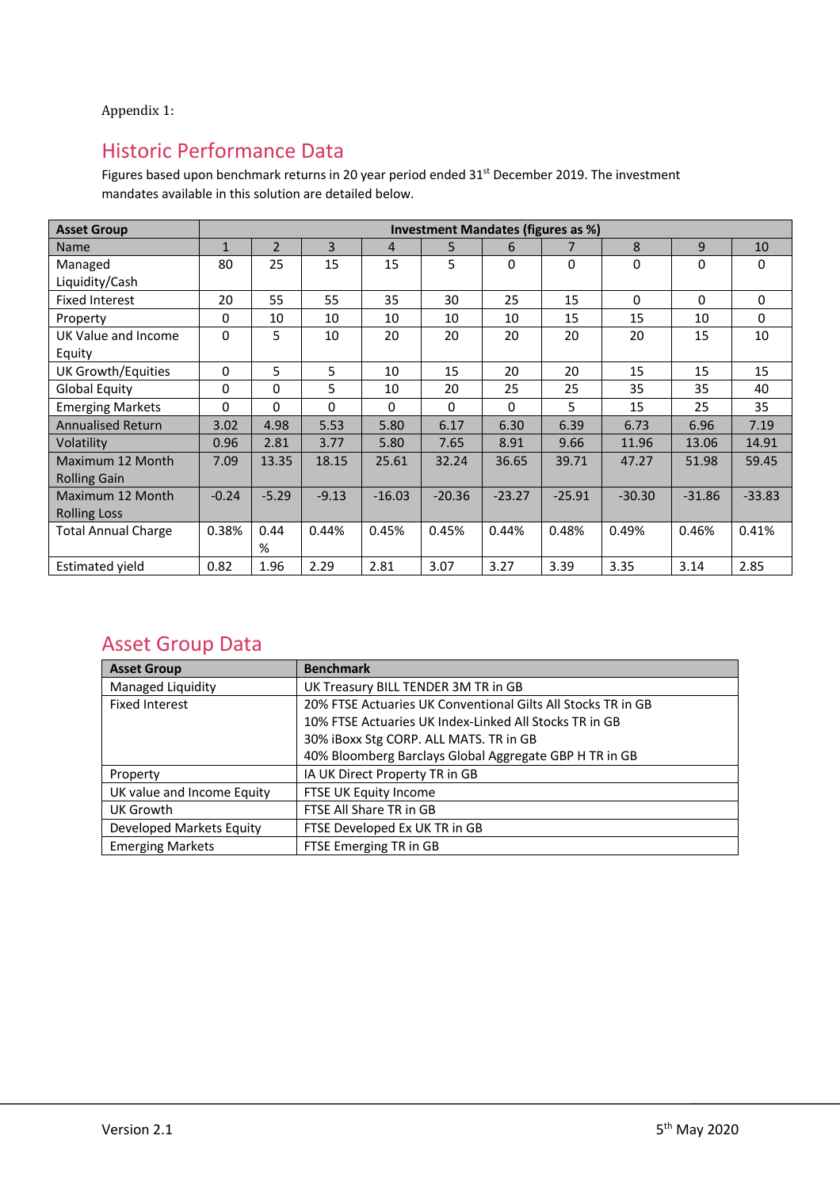Appendix 1:

## Historic Performance Data

Figures based upon benchmark returns in 20 year period ended 31st December 2019. The investment mandates available in this solution are detailed below.

| Asset Group | Investment Mandates (figures as %) | | | | | | | | | |
|---|---|---|---|---|---|---|---|---|---|---|
| Name | 1 | 2 | 3 | 4 | 5 | 6 | 7 | 8 | 9 | 10 |
| Managed Liquidity/Cash | 80 | 25 | 15 | 15 | 5 | 0 | 0 | 0 | 0 | 0 |
| Fixed Interest | 20 | 55 | 55 | 35 | 30 | 25 | 15 | 0 | 0 | 0 |
| Property | 0 | 10 | 10 | 10 | 10 | 10 | 15 | 15 | 10 | 0 |
| UK Value and Income Equity | 0 | 5 | 10 | 20 | 20 | 20 | 20 | 20 | 15 | 10 |
| UK Growth/Equities | 0 | 5 | 5 | 10 | 15 | 20 | 20 | 15 | 15 | 15 |
| Global Equity | 0 | 0 | 5 | 10 | 20 | 25 | 25 | 35 | 35 | 40 |
| Emerging Markets | 0 | 0 | 0 | 0 | 0 | 0 | 5 | 15 | 25 | 35 |
| Annualised Return | 3.02 | 4.98 | 5.53 | 5.80 | 6.17 | 6.30 | 6.39 | 6.73 | 6.96 | 7.19 |
| Volatility | 0.96 | 2.81 | 3.77 | 5.80 | 7.65 | 8.91 | 9.66 | 11.96 | 13.06 | 14.91 |
| Maximum 12 Month Rolling Gain | 7.09 | 13.35 | 18.15 | 25.61 | 32.24 | 36.65 | 39.71 | 47.27 | 51.98 | 59.45 |
| Maximum 12 Month Rolling Loss | -0.24 | -5.29 | -9.13 | -16.03 | -20.36 | -23.27 | -25.91 | -30.30 | -31.86 | -33.83 |
| Total Annual Charge | 0.38% | 0.44% | 0.44% | 0.45% | 0.45% | 0.44% | 0.48% | 0.49% | 0.46% | 0.41% |
| Estimated yield | 0.82 | 1.96 | 2.29 | 2.81 | 3.07 | 3.27 | 3.39 | 3.35 | 3.14 | 2.85 |

## Asset Group Data

| Asset Group | Benchmark |
|---|---|
| Managed Liquidity | UK Treasury BILL TENDER 3M TR in GB |
| Fixed Interest | 20% FTSE Actuaries UK Conventional Gilts All Stocks TR in GB<br>10% FTSE Actuaries UK Index-Linked All Stocks TR in GB<br>30% iBoxx Stg CORP. ALL MATS. TR in GB<br>40% Bloomberg Barclays Global Aggregate GBP H TR in GB |
| Property | IA UK Direct Property TR in GB |
| UK value and Income Equity | FTSE UK Equity Income |
| UK Growth | FTSE All Share TR in GB |
| Developed Markets Equity | FTSE Developed Ex UK TR in GB |
| Emerging Markets | FTSE Emerging TR in GB |